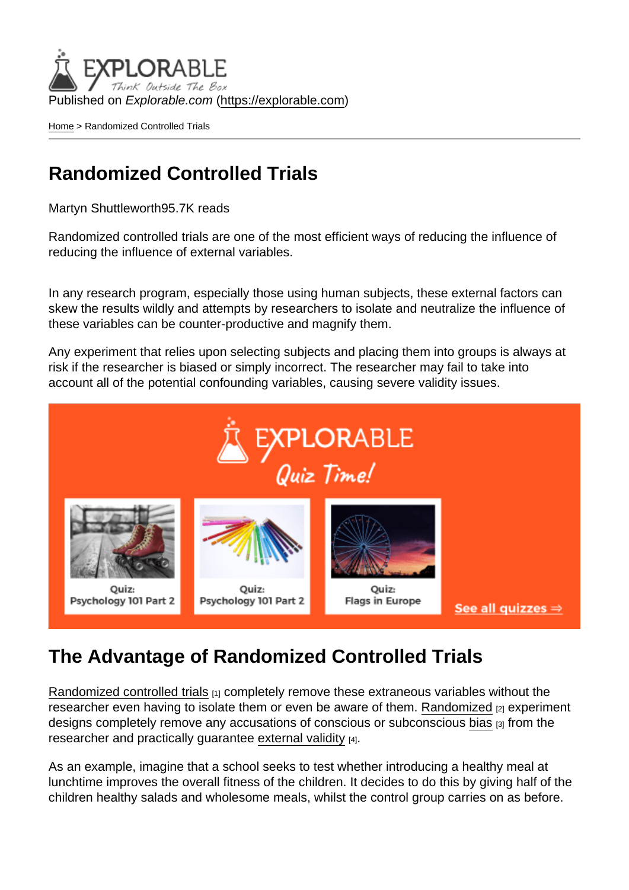Published on *Explorable.com* (https://explorable.com)

Home > Randomized Controlled Trials

# Randomized Controlled Trials

Martyn Shuttleworth95.7K reads

Randomized controlled trials are one of the most efficient ways of reducing the influence of reducing the influence of external variables.

In any research program, especially those using human subjects, these external factors can skew the results wildly and attempts by researchers to isolate and neutralize the influence of these variables can be counter-productive and magnify them.

Any experiment that relies upon selecting subjects and placing them into groups is always at risk if the researcher is biased or simply incorrect. The researcher may fail to take into account all of the potential confounding variables, causing severe validity issues.

## The Advantage of Randomized Controlled Trials

Randomized controlled trials [1] completely remove these extraneous variables without the researcher even having to isolate them or even be aware of them. Randomized [2] experiment designs completely remove any accusations of conscious or subconscious bias [3] from the researcher and practically guarantee external validity [4].

As an example, imagine that a school seeks to test whether introducing a healthy meal at lunchtime improves the overall fitness of the children. It decides to do this by giving half of the children healthy salads and wholesome meals, whilst the control group carries on as before.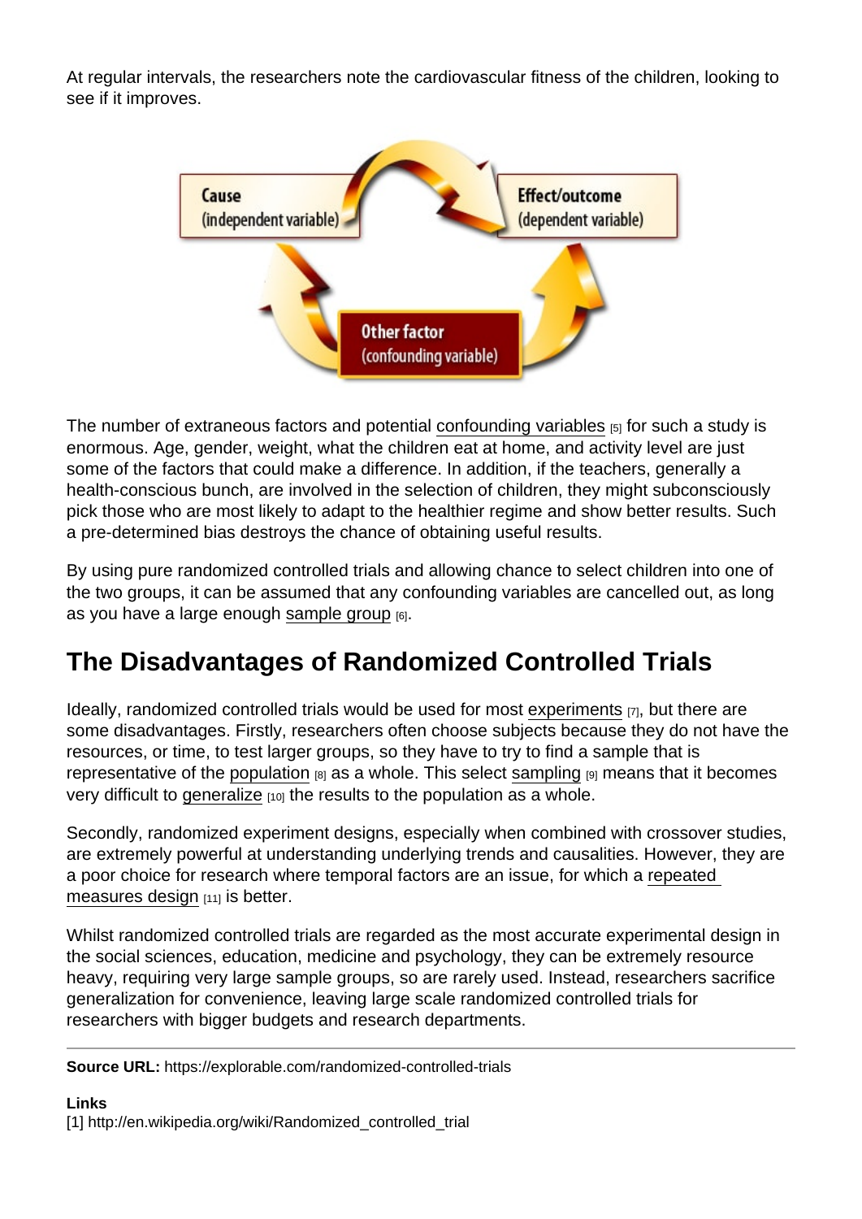At regular intervals, the researchers note the cardiovascular fitness of the children, looking to see if it improves.

The number of extraneous factors and potential confounding variables [5] for such a study is enormous. Age, gender, weight, what the children eat at home, and activity level are just some of the factors that could make a difference. In addition, if the teachers, generally a health-conscious bunch, are involved in the selection of children, they might subconsciously pick those who are most likely to adapt to the healthier regime and show better results. Such a pre-determined bias destroys the chance of obtaining useful results.

By using pure randomized controlled trials and allowing chance to select children into one of the two groups, it can be assumed that any confounding variables are cancelled out, as long as you have a large enough sample group [6].

## The Disadvantages of Randomized Controlled Trials

Ideally, randomized controlled trials would be used for most experiments [7], but there are some disadvantages. Firstly, researchers often choose subjects because they do not have the resources, or time, to test larger groups, so they have to try to find a sample that is representative of the population [8] as a whole. This select sampling [9] means that it becomes very difficult to generalize [10] the results to the population as a whole.

Secondly, randomized experiment designs, especially when combined with crossover studies, are extremely powerful at understanding underlying trends and causalities. However, they are a poor choice for research where temporal factors are an issue, for which a repeated measures design [11] is better.

Whilst randomized controlled trials are regarded as the most accurate experimental design in the social sciences, education, medicine and psychology, they can be extremely resource heavy, requiring very large sample groups, so are rarely used. Instead, researchers sacrifice generalization for convenience, leaving large scale randomized controlled trials for researchers with bigger budgets and research departments.

---

**Source URL:** https://explorable.com/randomized-controlled-trials

**Links**
[1] http://en.wikipedia.org/wiki/Randomized_controlled_trial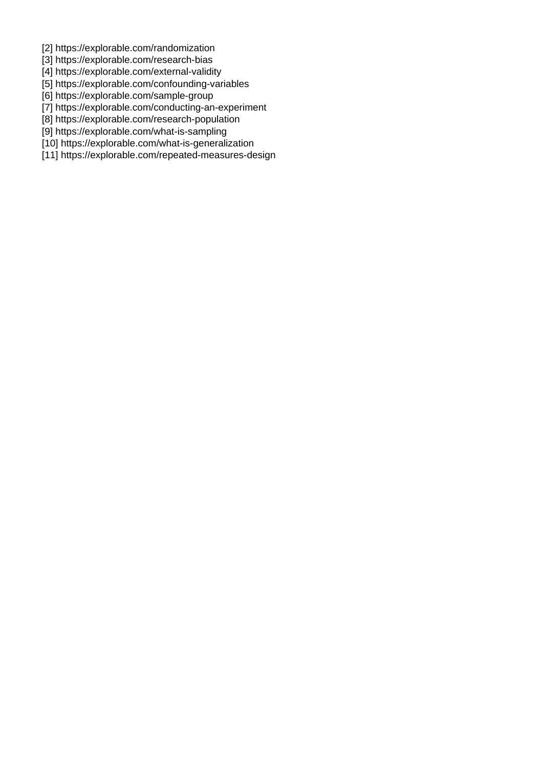[2] https://explorable.com/randomization
[3] https://explorable.com/research-bias
[4] https://explorable.com/external-validity
[5] https://explorable.com/confounding-variables
[6] https://explorable.com/sample-group
[7] https://explorable.com/conducting-an-experiment
[8] https://explorable.com/research-population
[9] https://explorable.com/what-is-sampling
[10] https://explorable.com/what-is-generalization
[11] https://explorable.com/repeated-measures-design